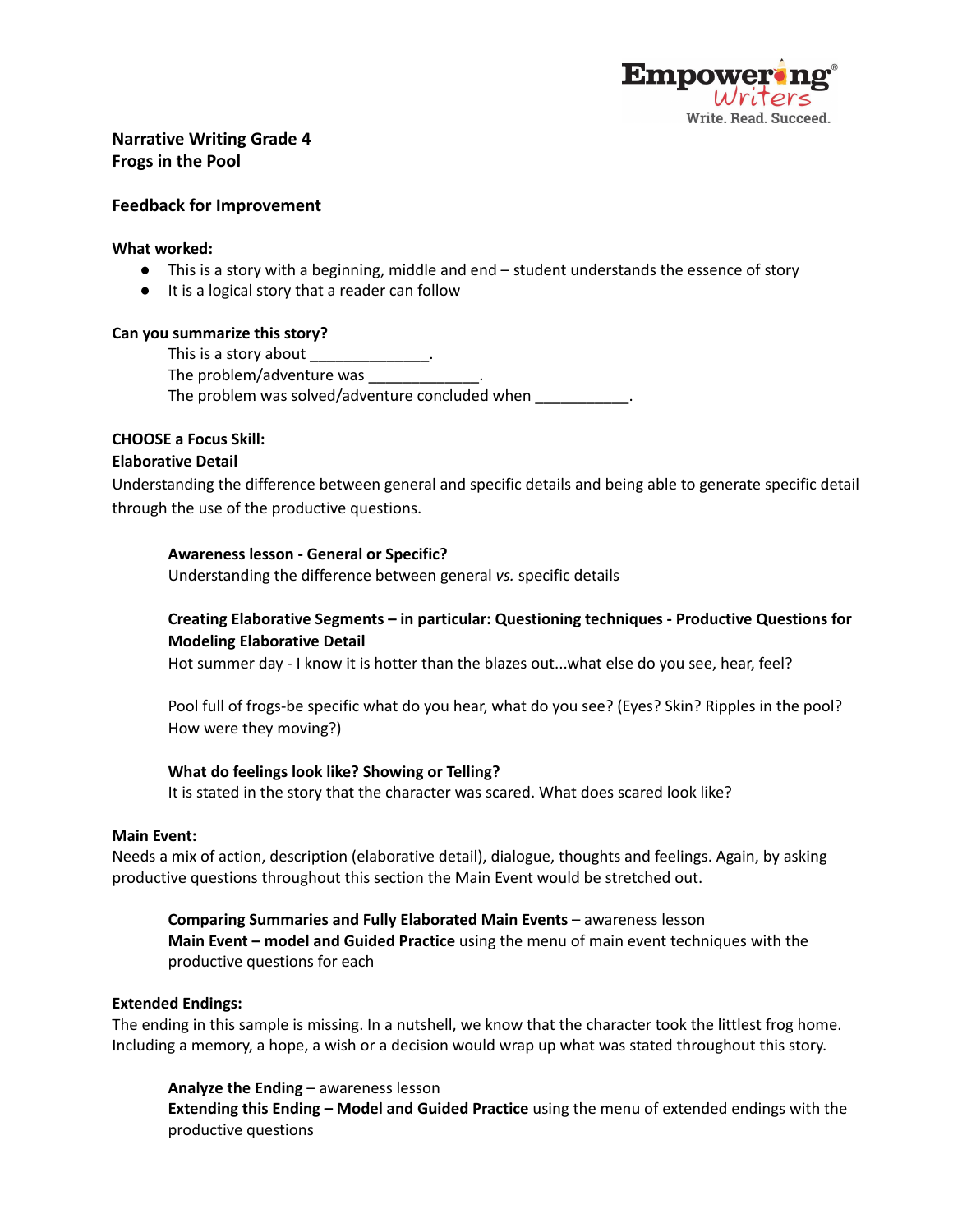# Narrative Writing Grade 4
## Frogs in the Pool

### Feedback for Improvement

**What worked:**

- This is a story with a beginning, middle and end – student understands the essence of story
- It is a logical story that a reader can follow

**Can you summarize this story?**

This is a story about ______________.
The problem/adventure was _____________.
The problem was solved/adventure concluded when ___________.

**CHOOSE a Focus Skill:**

**Elaborative Detail**

Understanding the difference between general and specific details and being able to generate specific detail through the use of the productive questions.

**Awareness lesson - General or Specific?**
Understanding the difference between general *vs.* specific details

**Creating Elaborative Segments – in particular: Questioning techniques - Productive Questions for Modeling Elaborative Detail**
Hot summer day - I know it is hotter than the blazes out...what else do you see, hear, feel?

Pool full of frogs-be specific what do you hear, what do you see? (Eyes? Skin? Ripples in the pool? How were they moving?)

**What do feelings look like? Showing or Telling?**
It is stated in the story that the character was scared. What does scared look like?

**Main Event:**

Needs a mix of action, description (elaborative detail), dialogue, thoughts and feelings. Again, by asking productive questions throughout this section the Main Event would be stretched out.

**Comparing Summaries and Fully Elaborated Main Events** – awareness lesson
**Main Event – model and Guided Practice** using the menu of main event techniques with the productive questions for each

**Extended Endings:**

The ending in this sample is missing. In a nutshell, we know that the character took the littlest frog home. Including a memory, a hope, a wish or a decision would wrap up what was stated throughout this story.

**Analyze the Ending** – awareness lesson
**Extending this Ending – Model and Guided Practice** using the menu of extended endings with the productive questions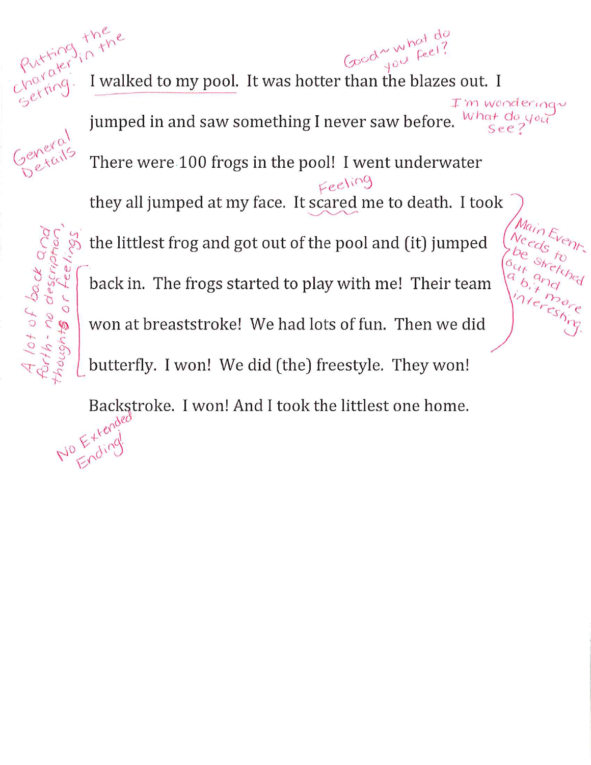I walked to my pool. It was hotter than the blazes out. I jumped in and saw something I never saw before. There were 100 frogs in the pool! I went underwater they all jumped at my face. It scared me to death. I took the littlest frog and got out of the pool and (it) jumped back in. The frogs started to play with me! Their team won at breaststroke! We had lots of fun. Then we did butterfly. I won! We did (the) freestyle. They won! Backstroke. I won! And I took the littlest one home.

*Putting the charater in the setting.*

*Good~ what do you feel?*

*I'm wondering~ What do you see?*

*General Details*

*Feeling*

*Main Event- Needs to be stretched out and a bit more interesting.*

*A lot of back and forth - no description, thoughts or feelings.*

*No Extended Ending!*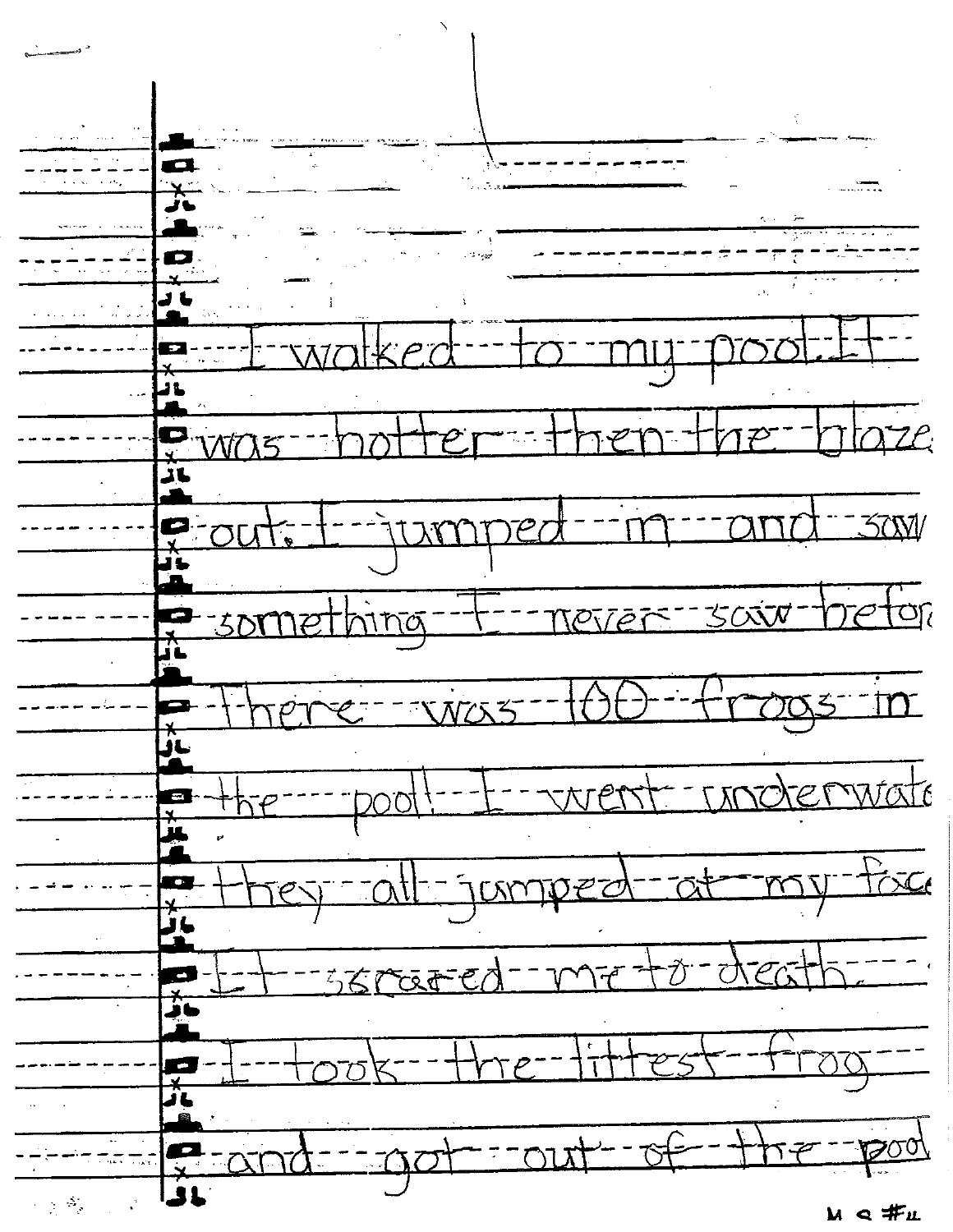I walked to my pool. It was hotter then the blaze out. I jumped in and saw something I never saw before. There was 100 frogs in the pool! I went underwater. They all jumped at my face. It scared me to death. I took the littest frog and got out of the pool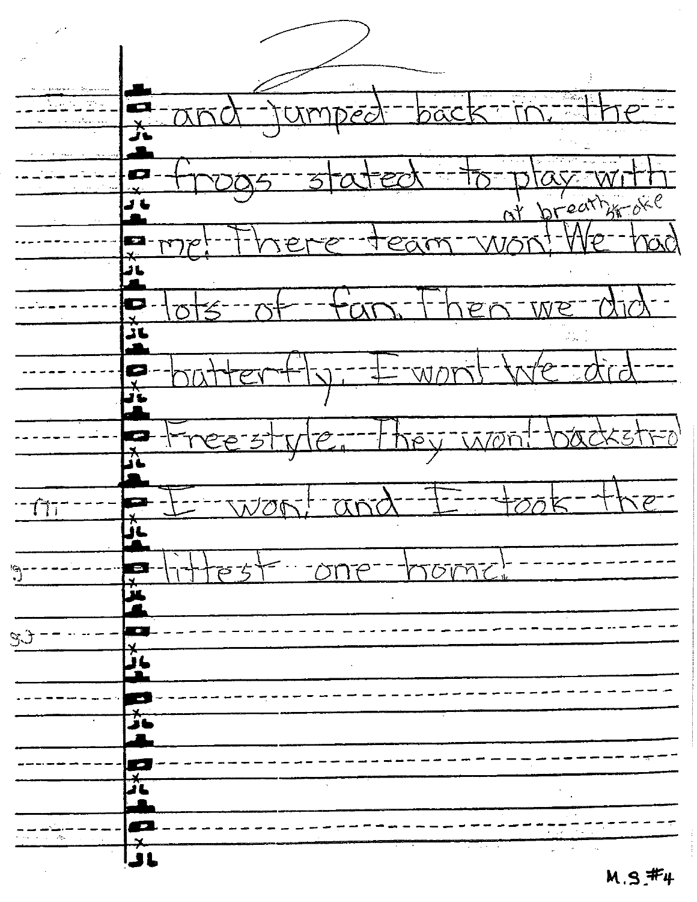and jumped back in. the frogs stated to play with me! There team won! We had lots of fan. Then we did butterfly. I won! We did Freestyle. They won! backstro I won! and I took the littest one home!